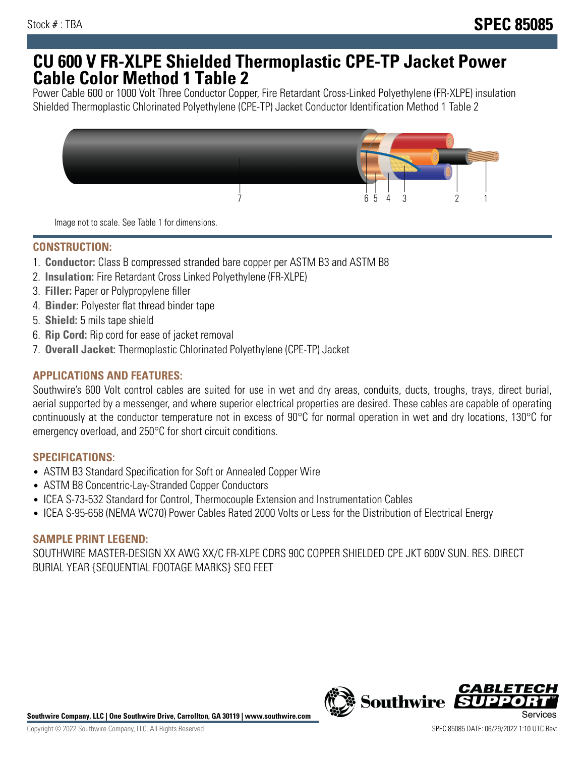Stock # : TBA

**SPEC 85085**

# CU 600 V FR-XLPE Shielded Thermoplastic CPE-TP Jacket Power Cable Color Method 1 Table 2

Power Cable 600 or 1000 Volt Three Conductor Copper, Fire Retardant Cross-Linked Polyethylene (FR-XLPE) insulation Shielded Thermoplastic Chlorinated Polyethylene (CPE-TP) Jacket Conductor Identification Method 1 Table 2

Image not to scale. See Table 1 for dimensions.

## CONSTRUCTION:

1. **Conductor:** Class B compressed stranded bare copper per ASTM B3 and ASTM B8
2. **Insulation:** Fire Retardant Cross Linked Polyethylene (FR-XLPE)
3. **Filler:** Paper or Polypropylene filler
4. **Binder:** Polyester flat thread binder tape
5. **Shield:** 5 mils tape shield
6. **Rip Cord:** Rip cord for ease of jacket removal
7. **Overall Jacket:** Thermoplastic Chlorinated Polyethylene (CPE-TP) Jacket

## APPLICATIONS AND FEATURES:

Southwire's 600 Volt control cables are suited for use in wet and dry areas, conduits, ducts, troughs, trays, direct burial, aerial supported by a messenger, and where superior electrical properties are desired. These cables are capable of operating continuously at the conductor temperature not in excess of 90°C for normal operation in wet and dry locations, 130°C for emergency overload, and 250°C for short circuit conditions.

## SPECIFICATIONS:

- ASTM B3 Standard Specification for Soft or Annealed Copper Wire
- ASTM B8 Concentric-Lay-Stranded Copper Conductors
- ICEA S-73-532 Standard for Control, Thermocouple Extension and Instrumentation Cables
- ICEA S-95-658 (NEMA WC70) Power Cables Rated 2000 Volts or Less for the Distribution of Electrical Energy

## SAMPLE PRINT LEGEND:

SOUTHWIRE MASTER-DESIGN XX AWG XX/C FR-XLPE CDRS 90C COPPER SHIELDED CPE JKT 600V SUN. RES. DIRECT BURIAL YEAR {SEQUENTIAL FOOTAGE MARKS} SEQ FEET

**Southwire Company, LLC | One Southwire Drive, Carrollton, GA 30119 | www.southwire.com**

Copyright © 2022 Southwire Company, LLC. All Rights Reserved

SPEC 85085 DATE: 06/29/2022 1:10 UTC Rev: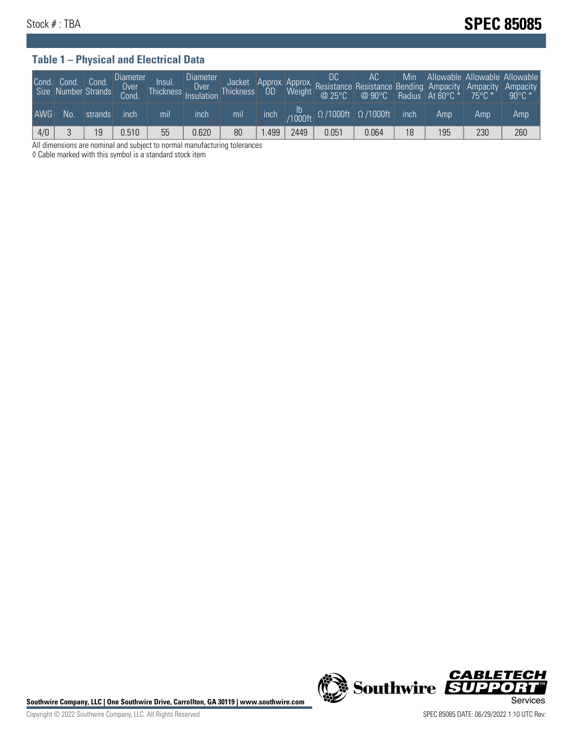### Table 1 – Physical and Electrical Data

| Cond. Size | Cond. Number | Cond. Strands | Diameter Over Cond. | Insul. Thickness | Diameter Over Insulation | Jacket Thickness | Approx. OD | Approx. Weight | DC Resistance @ 25°C | AC Resistance @ 90°C | Min Bending Radius | Allowable Ampacity At 60°C * | Allowable Ampacity 75°C * | Allowable Ampacity 90°C * |
|---|---|---|---|---|---|---|---|---|---|---|---|---|---|---|
| AWG | No. | strands | inch | mil | inch | mil | inch | lb /1000ft | Ω /1000ft | Ω /1000ft | inch | Amp | Amp | Amp |
| 4/0 | 3 | 19 | 0.510 | 55 | 0.620 | 80 | 1.499 | 2449 | 0.051 | 0.064 | 18 | 195 | 230 | 260 |

All dimensions are nominal and subject to normal manufacturing tolerances

◊ Cable marked with this symbol is a standard stock item

**Southwire Company, LLC | One Southwire Drive, Carrollton, GA 30119 | www.southwire.com**

Copyright © 2022 Southwire Company, LLC. All Rights Reserved